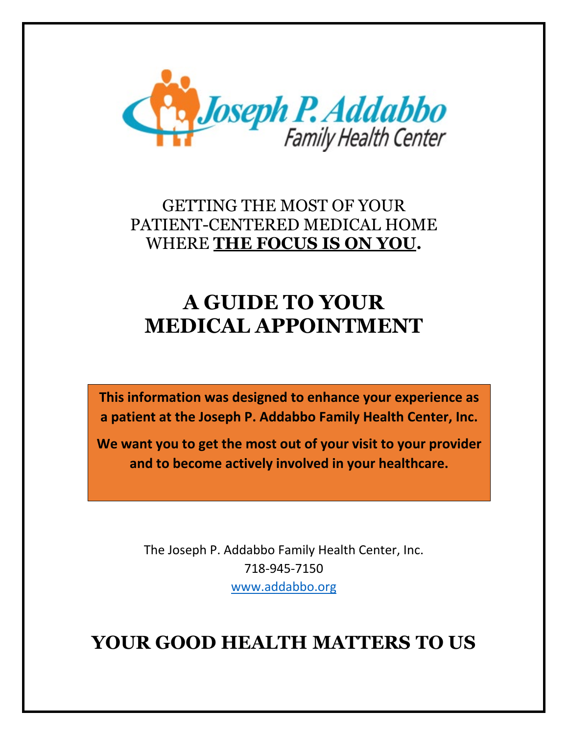Joseph P. Addabbo
Family Health Center

GETTING THE MOST OF YOUR
PATIENT-CENTERED MEDICAL HOME
WHERE **THE FOCUS IS ON YOU.**

# A GUIDE TO YOUR MEDICAL APPOINTMENT

**This information was designed to enhance your experience as a patient at the Joseph P. Addabbo Family Health Center, Inc.**

**We want you to get the most out of your visit to your provider and to become actively involved in your healthcare.**

The Joseph P. Addabbo Family Health Center, Inc.
718-945-7150
www.addabbo.org

## YOUR GOOD HEALTH MATTERS TO US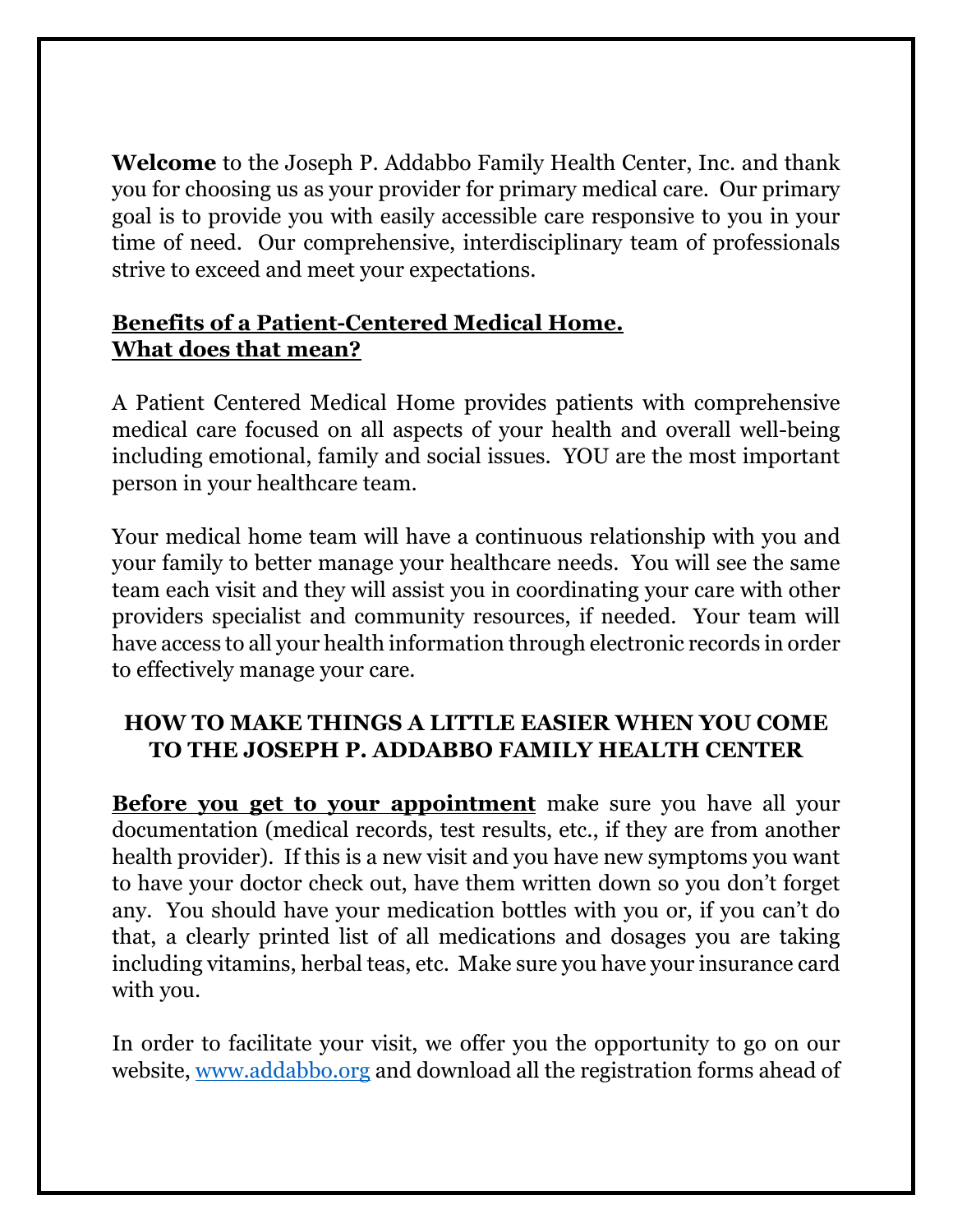**Welcome** to the Joseph P. Addabbo Family Health Center, Inc. and thank you for choosing us as your provider for primary medical care. Our primary goal is to provide you with easily accessible care responsive to you in your time of need. Our comprehensive, interdisciplinary team of professionals strive to exceed and meet your expectations.

**Benefits of a Patient-Centered Medical Home.**
**What does that mean?**

A Patient Centered Medical Home provides patients with comprehensive medical care focused on all aspects of your health and overall well-being including emotional, family and social issues. YOU are the most important person in your healthcare team.

Your medical home team will have a continuous relationship with you and your family to better manage your healthcare needs. You will see the same team each visit and they will assist you in coordinating your care with other providers specialist and community resources, if needed. Your team will have access to all your health information through electronic records in order to effectively manage your care.

## HOW TO MAKE THINGS A LITTLE EASIER WHEN YOU COME TO THE JOSEPH P. ADDABBO FAMILY HEALTH CENTER

**Before you get to your appointment** make sure you have all your documentation (medical records, test results, etc., if they are from another health provider). If this is a new visit and you have new symptoms you want to have your doctor check out, have them written down so you don't forget any. You should have your medication bottles with you or, if you can't do that, a clearly printed list of all medications and dosages you are taking including vitamins, herbal teas, etc. Make sure you have your insurance card with you.

In order to facilitate your visit, we offer you the opportunity to go on our website, www.addabbo.org and download all the registration forms ahead of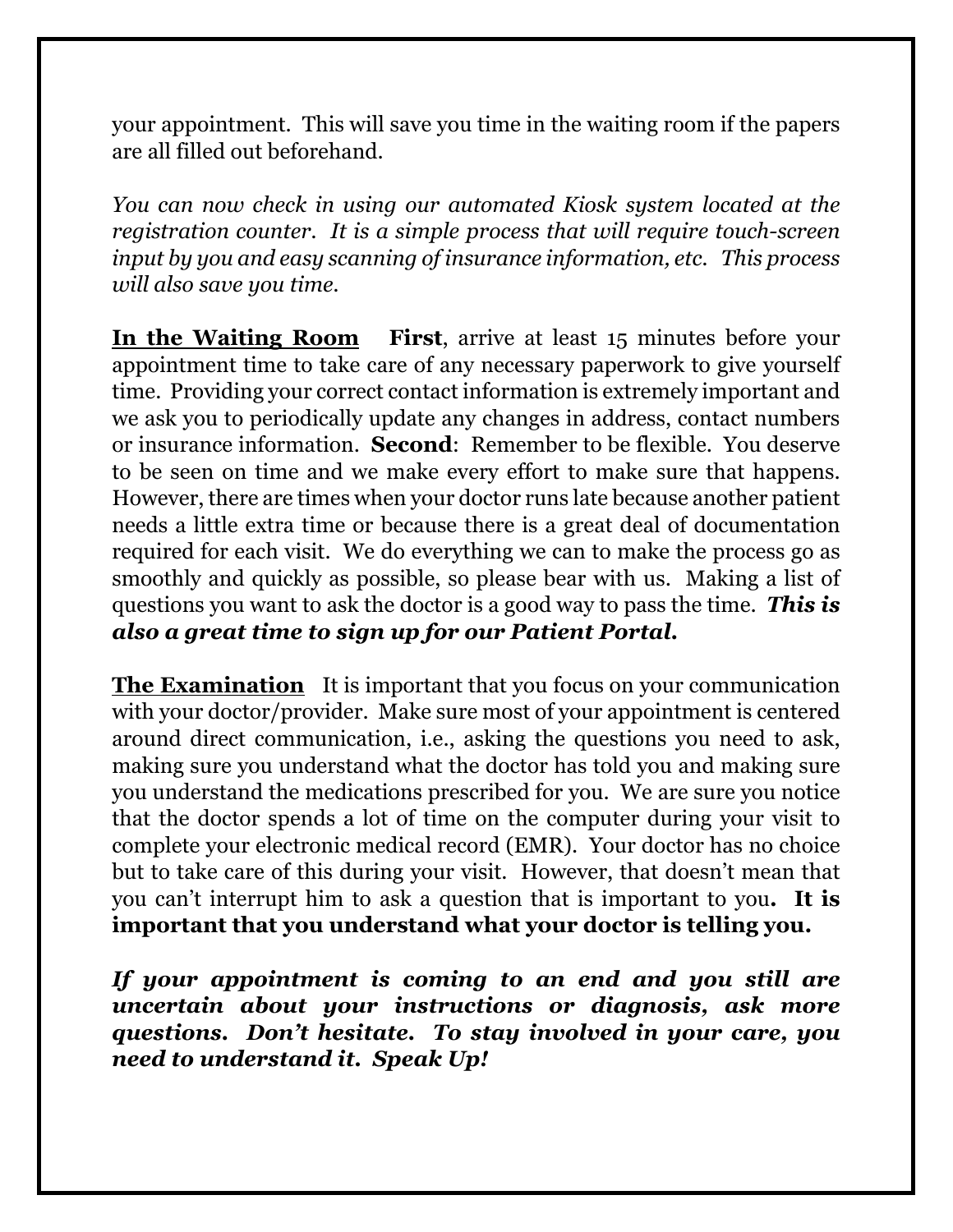your appointment. This will save you time in the waiting room if the papers are all filled out beforehand.

*You can now check in using our automated Kiosk system located at the registration counter. It is a simple process that will require touch-screen input by you and easy scanning of insurance information, etc. This process will also save you time.*

**In the Waiting Room** **First**, arrive at least 15 minutes before your appointment time to take care of any necessary paperwork to give yourself time. Providing your correct contact information is extremely important and we ask you to periodically update any changes in address, contact numbers or insurance information. **Second**: Remember to be flexible. You deserve to be seen on time and we make every effort to make sure that happens. However, there are times when your doctor runs late because another patient needs a little extra time or because there is a great deal of documentation required for each visit. We do everything we can to make the process go as smoothly and quickly as possible, so please bear with us. Making a list of questions you want to ask the doctor is a good way to pass the time. ***This is also a great time to sign up for our Patient Portal.***

**The Examination** It is important that you focus on your communication with your doctor/provider. Make sure most of your appointment is centered around direct communication, i.e., asking the questions you need to ask, making sure you understand what the doctor has told you and making sure you understand the medications prescribed for you. We are sure you notice that the doctor spends a lot of time on the computer during your visit to complete your electronic medical record (EMR). Your doctor has no choice but to take care of this during your visit. However, that doesn't mean that you can't interrupt him to ask a question that is important to you**. It is important that you understand what your doctor is telling you.**

***If your appointment is coming to an end and you still are uncertain about your instructions or diagnosis, ask more questions. Don't hesitate. To stay involved in your care, you need to understand it. Speak Up!***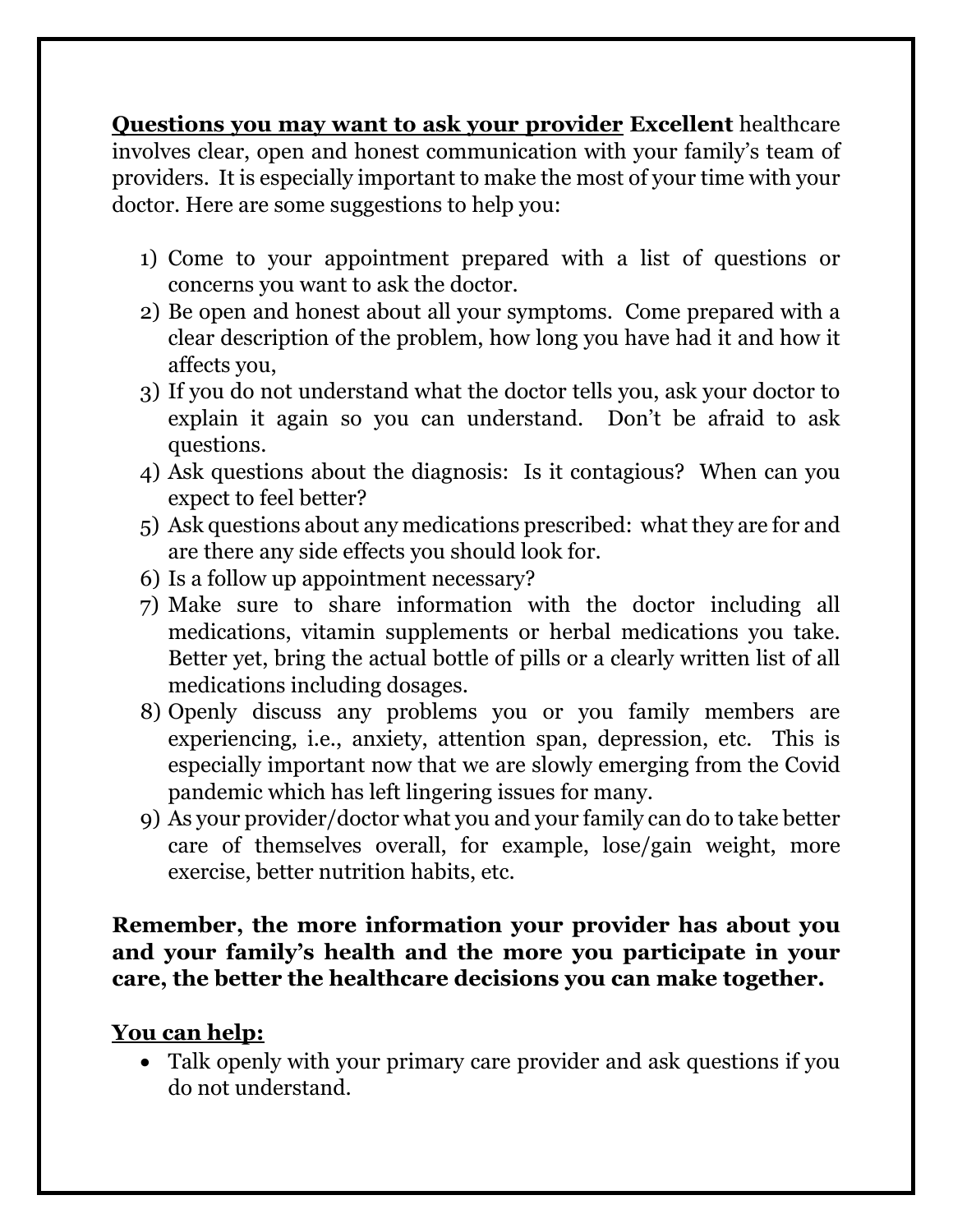**<u>Questions you may want to ask your provider</u> Excellent** healthcare involves clear, open and honest communication with your family's team of providers. It is especially important to make the most of your time with your doctor. Here are some suggestions to help you:

1) Come to your appointment prepared with a list of questions or concerns you want to ask the doctor.
2) Be open and honest about all your symptoms. Come prepared with a clear description of the problem, how long you have had it and how it affects you,
3) If you do not understand what the doctor tells you, ask your doctor to explain it again so you can understand. Don't be afraid to ask questions.
4) Ask questions about the diagnosis: Is it contagious? When can you expect to feel better?
5) Ask questions about any medications prescribed: what they are for and are there any side effects you should look for.
6) Is a follow up appointment necessary?
7) Make sure to share information with the doctor including all medications, vitamin supplements or herbal medications you take. Better yet, bring the actual bottle of pills or a clearly written list of all medications including dosages.
8) Openly discuss any problems you or you family members are experiencing, i.e., anxiety, attention span, depression, etc. This is especially important now that we are slowly emerging from the Covid pandemic which has left lingering issues for many.
9) As your provider/doctor what you and your family can do to take better care of themselves overall, for example, lose/gain weight, more exercise, better nutrition habits, etc.

**Remember, the more information your provider has about you and your family's health and the more you participate in your care, the better the healthcare decisions you can make together.**

**<u>You can help:</u>**

- Talk openly with your primary care provider and ask questions if you do not understand.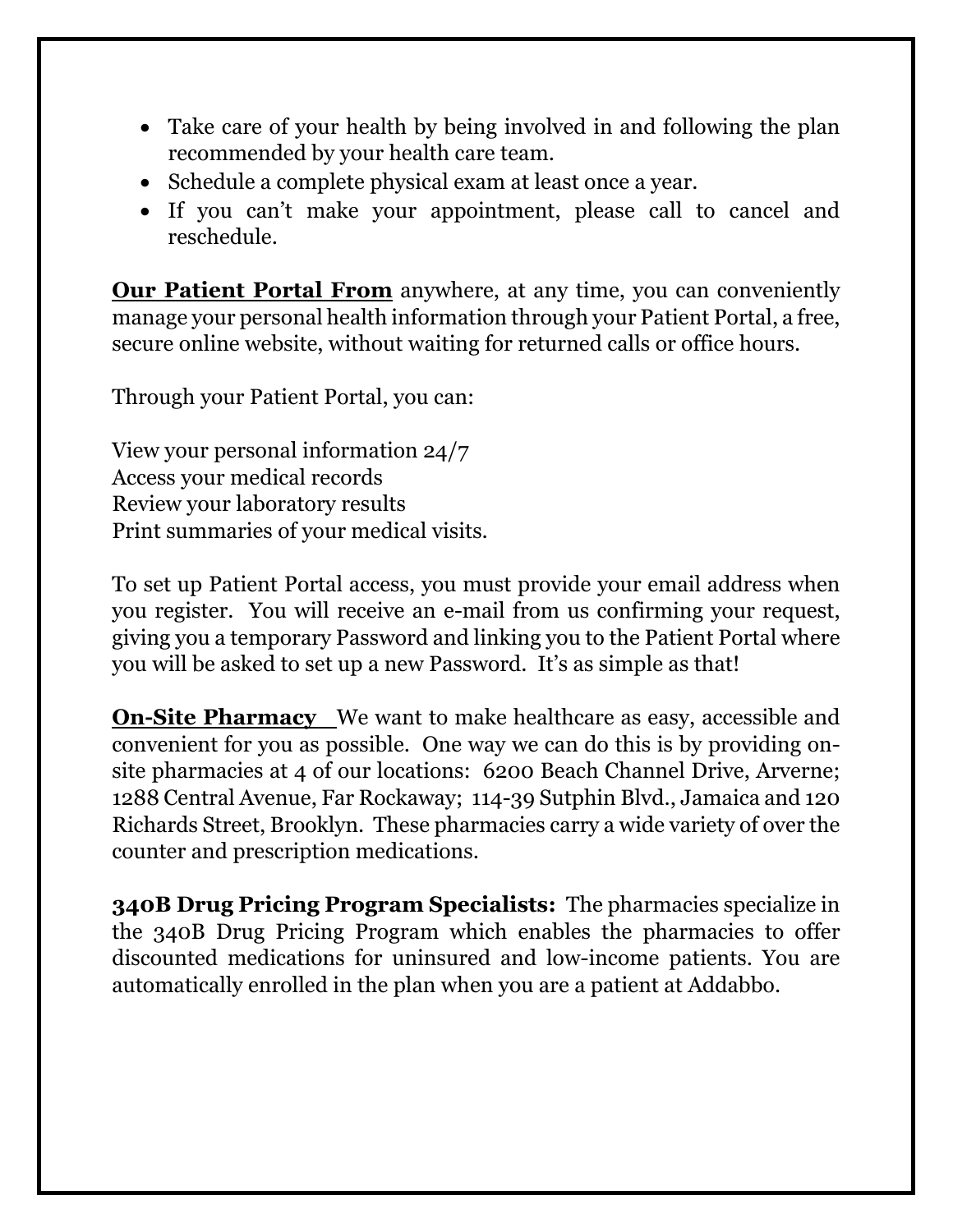- Take care of your health by being involved in and following the plan recommended by your health care team.
- Schedule a complete physical exam at least once a year.
- If you can't make your appointment, please call to cancel and reschedule.

**Our Patient Portal From** anywhere, at any time, you can conveniently manage your personal health information through your Patient Portal, a free, secure online website, without waiting for returned calls or office hours.

Through your Patient Portal, you can:

View your personal information 24/7
Access your medical records
Review your laboratory results
Print summaries of your medical visits.

To set up Patient Portal access, you must provide your email address when you register. You will receive an e-mail from us confirming your request, giving you a temporary Password and linking you to the Patient Portal where you will be asked to set up a new Password. It's as simple as that!

**On-Site Pharmacy** We want to make healthcare as easy, accessible and convenient for you as possible. One way we can do this is by providing on-site pharmacies at 4 of our locations: 6200 Beach Channel Drive, Arverne; 1288 Central Avenue, Far Rockaway; 114-39 Sutphin Blvd., Jamaica and 120 Richards Street, Brooklyn. These pharmacies carry a wide variety of over the counter and prescription medications.

**340B Drug Pricing Program Specialists:** The pharmacies specialize in the 340B Drug Pricing Program which enables the pharmacies to offer discounted medications for uninsured and low-income patients. You are automatically enrolled in the plan when you are a patient at Addabbo.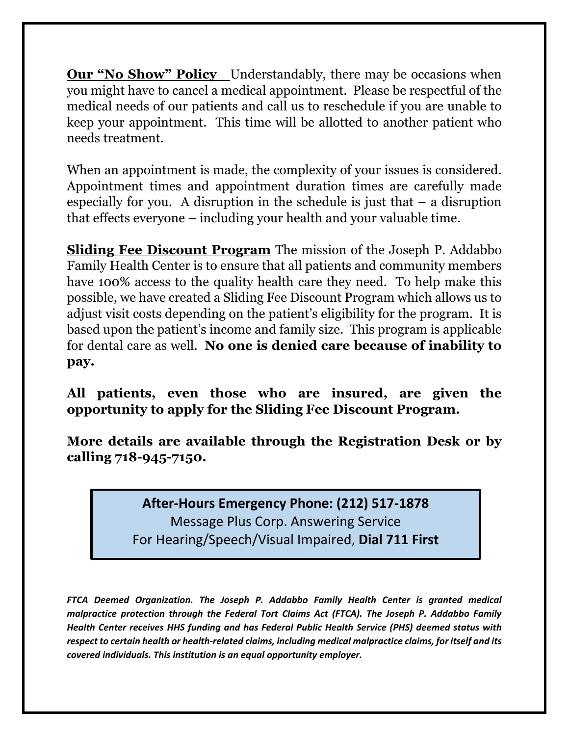**<u>Our "No Show" Policy</u>** Understandably, there may be occasions when you might have to cancel a medical appointment. Please be respectful of the medical needs of our patients and call us to reschedule if you are unable to keep your appointment. This time will be allotted to another patient who needs treatment.

When an appointment is made, the complexity of your issues is considered. Appointment times and appointment duration times are carefully made especially for you. A disruption in the schedule is just that – a disruption that effects everyone – including your health and your valuable time.

**<u>Sliding Fee Discount Program</u>** The mission of the Joseph P. Addabbo Family Health Center is to ensure that all patients and community members have 100% access to the quality health care they need. To help make this possible, we have created a Sliding Fee Discount Program which allows us to adjust visit costs depending on the patient's eligibility for the program. It is based upon the patient's income and family size. This program is applicable for dental care as well. **No one is denied care because of inability to pay.**

**All patients, even those who are insured, are given the opportunity to apply for the Sliding Fee Discount Program.**

**More details are available through the Registration Desk or by calling 718-945-7150.**

**After-Hours Emergency Phone: (212) 517-1878**
Message Plus Corp. Answering Service
For Hearing/Speech/Visual Impaired, **Dial 711 First**

***FTCA Deemed Organization. The Joseph P. Addabbo Family Health Center is granted medical malpractice protection through the Federal Tort Claims Act (FTCA). The Joseph P. Addabbo Family Health Center receives HHS funding and has Federal Public Health Service (PHS) deemed status with respect to certain health or health-related claims, including medical malpractice claims, for itself and its covered individuals. This institution is an equal opportunity employer.***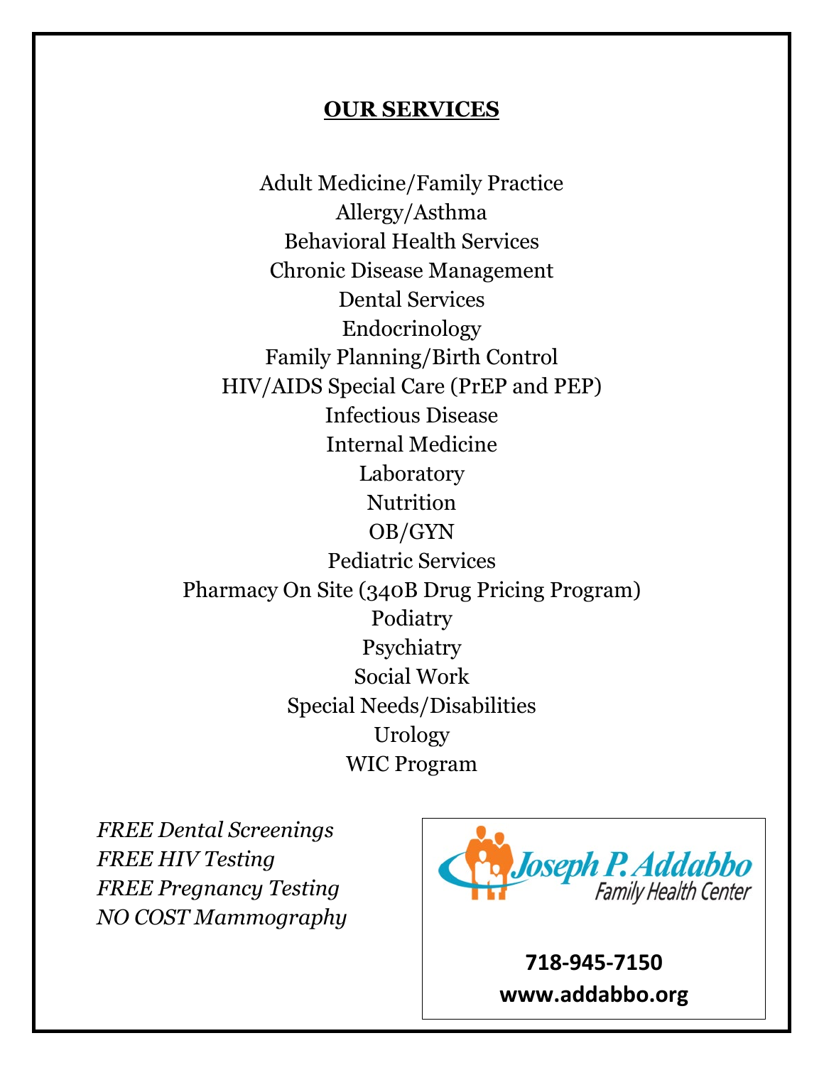## OUR SERVICES

Adult Medicine/Family Practice
Allergy/Asthma
Behavioral Health Services
Chronic Disease Management
Dental Services
Endocrinology
Family Planning/Birth Control
HIV/AIDS Special Care (PrEP and PEP)
Infectious Disease
Internal Medicine
Laboratory
Nutrition
OB/GYN
Pediatric Services
Pharmacy On Site (340B Drug Pricing Program)
Podiatry
Psychiatry
Social Work
Special Needs/Disabilities
Urology
WIC Program

*FREE Dental Screenings*
*FREE HIV Testing*
*FREE Pregnancy Testing*
*NO COST Mammography*

Joseph P. Addabbo Family Health Center

**718-945-7150**
**www.addabbo.org**